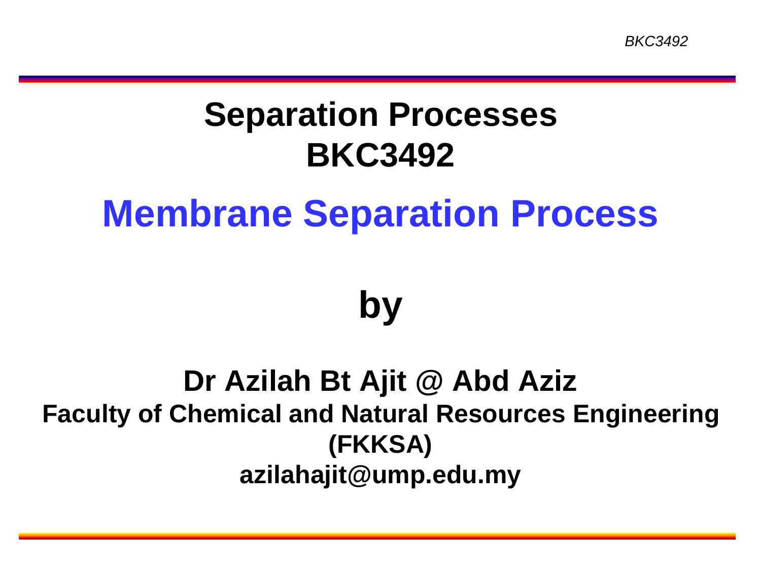# Separation Processes
# BKC3492

# Membrane Separation Process

## by

**Dr Azilah Bt Ajit @ Abd Aziz**

**Faculty of Chemical and Natural Resources Engineering (FKKSA)**

**azilahajit@ump.edu.my**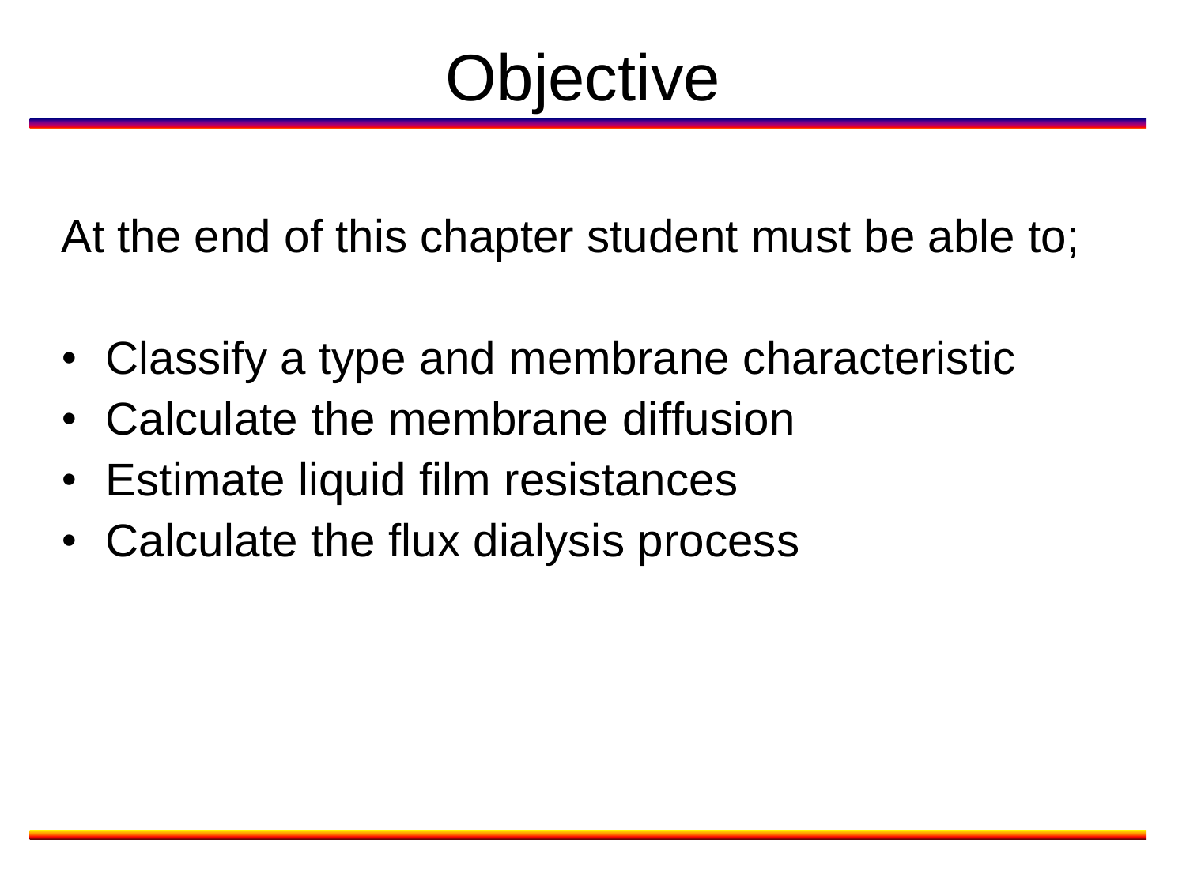# Objective

At the end of this chapter student must be able to;

- Classify a type and membrane characteristic
- Calculate the membrane diffusion
- Estimate liquid film resistances
- Calculate the flux dialysis process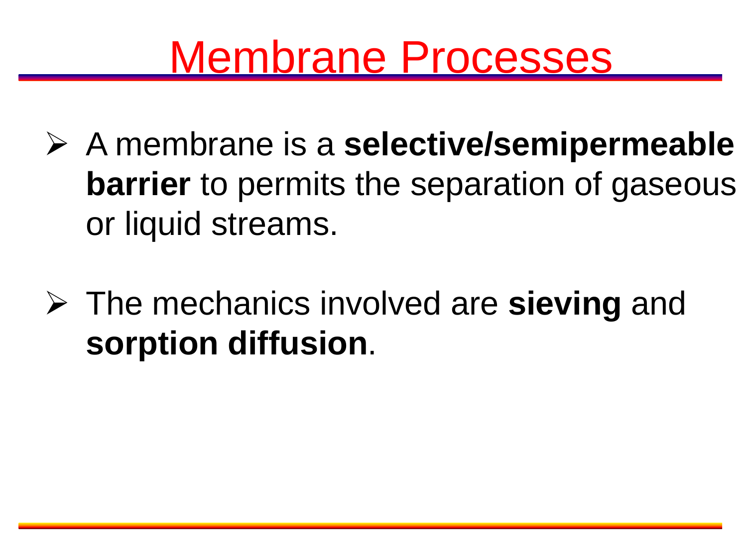# Membrane Processes

- A membrane is a **selective/semipermeable barrier** to permits the separation of gaseous or liquid streams.

- The mechanics involved are **sieving** and **sorption diffusion**.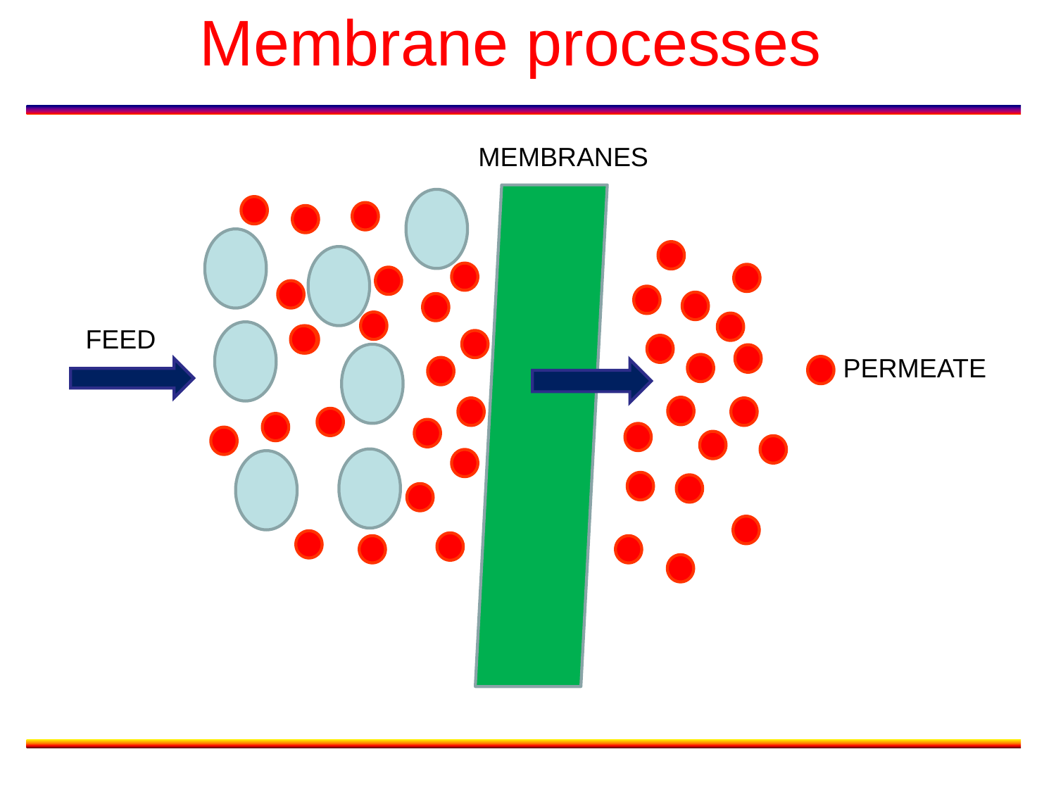# Membrane processes

MEMBRANES

FEED

PERMEATE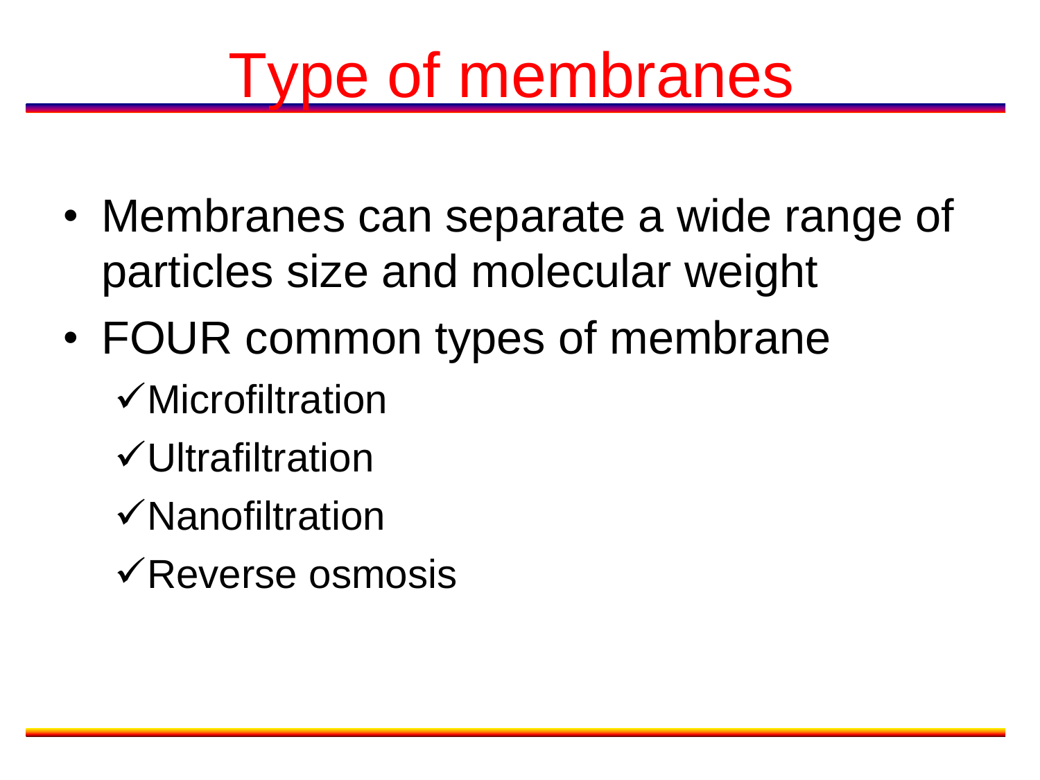# Type of membranes

- Membranes can separate a wide range of particles size and molecular weight
- FOUR common types of membrane
  - ✓Microfiltration
  - ✓Ultrafiltration
  - ✓Nanofiltration
  - ✓Reverse osmosis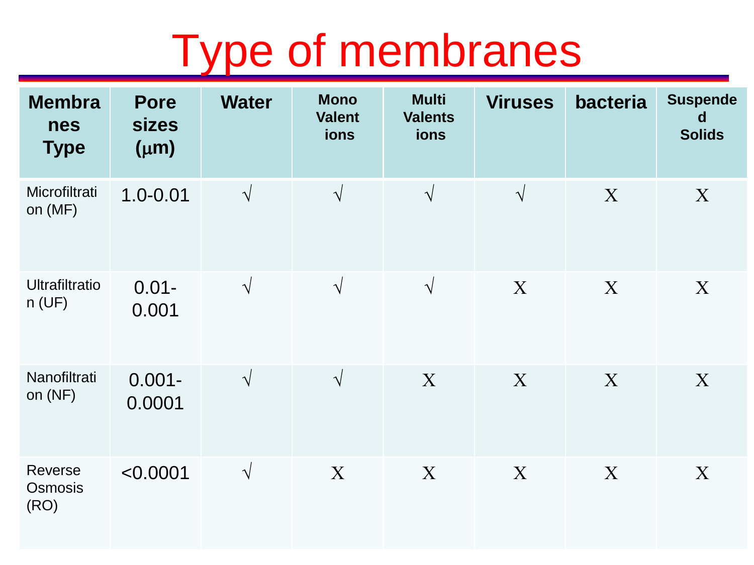# Type of membranes

| Membranes Type | Pore sizes (μm) | Water | Mono Valent ions | Multi Valents ions | Viruses | bacteria | Suspended Solids |
|---|---|---|---|---|---|---|---|
| Microfiltration (MF) | 1.0-0.01 | √ | √ | √ | √ | X | X |
| Ultrafiltration (UF) | 0.01-0.001 | √ | √ | √ | X | X | X |
| Nanofiltration (NF) | 0.001-0.0001 | √ | √ | X | X | X | X |
| Reverse Osmosis (RO) | <0.0001 | √ | X | X | X | X | X |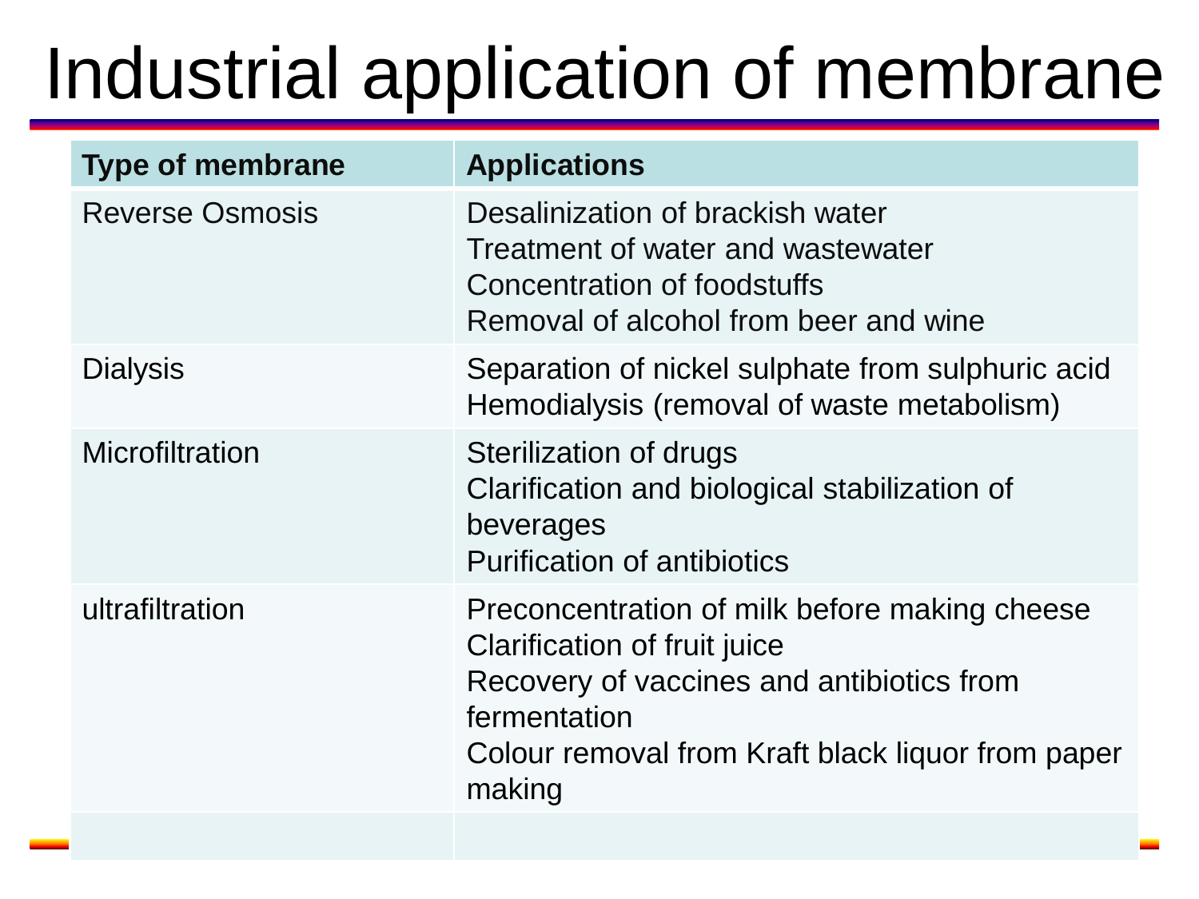# Industrial application of membrane

| Type of membrane | Applications |
| --- | --- |
| Reverse Osmosis | Desalinization of brackish water<br>Treatment of water and wastewater<br>Concentration of foodstuffs<br>Removal of alcohol from beer and wine |
| Dialysis | Separation of nickel sulphate from sulphuric acid<br>Hemodialysis (removal of waste metabolism) |
| Microfiltration | Sterilization of drugs<br>Clarification and biological stabilization of beverages<br>Purification of antibiotics |
| ultrafiltration | Preconcentration of milk before making cheese<br>Clarification of fruit juice<br>Recovery of vaccines and antibiotics from fermentation<br>Colour removal from Kraft black liquor from paper making |
| | |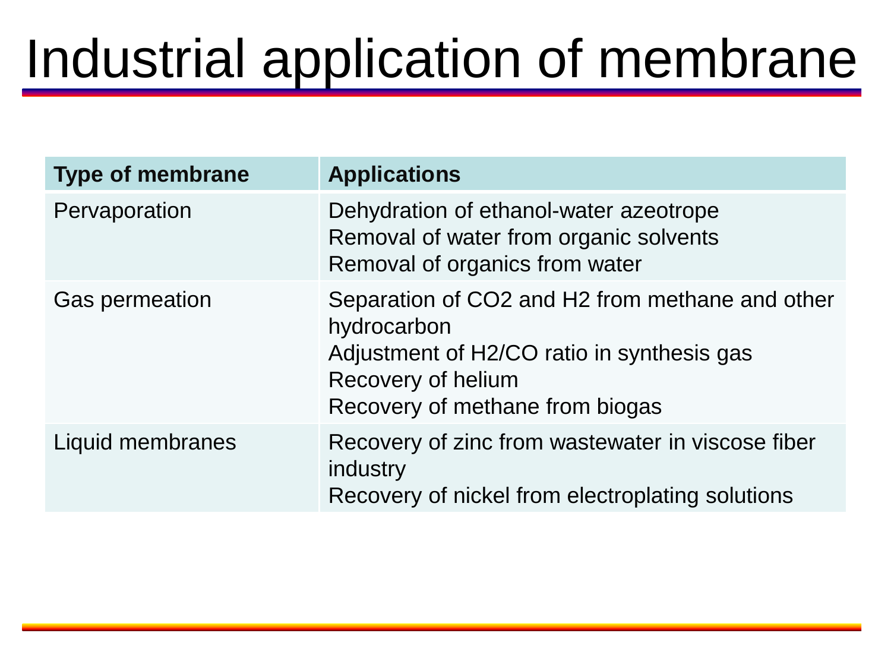# Industrial application of membrane

| Type of membrane | Applications |
|---|---|
| Pervaporation | Dehydration of ethanol-water azeotrope<br>Removal of water from organic solvents<br>Removal of organics from water |
| Gas permeation | Separation of $CO_2$ and $H_2$ from methane and other hydrocarbon<br>Adjustment of $H_2$/CO ratio in synthesis gas<br>Recovery of helium<br>Recovery of methane from biogas |
| Liquid membranes | Recovery of zinc from wastewater in viscose fiber industry<br>Recovery of nickel from electroplating solutions |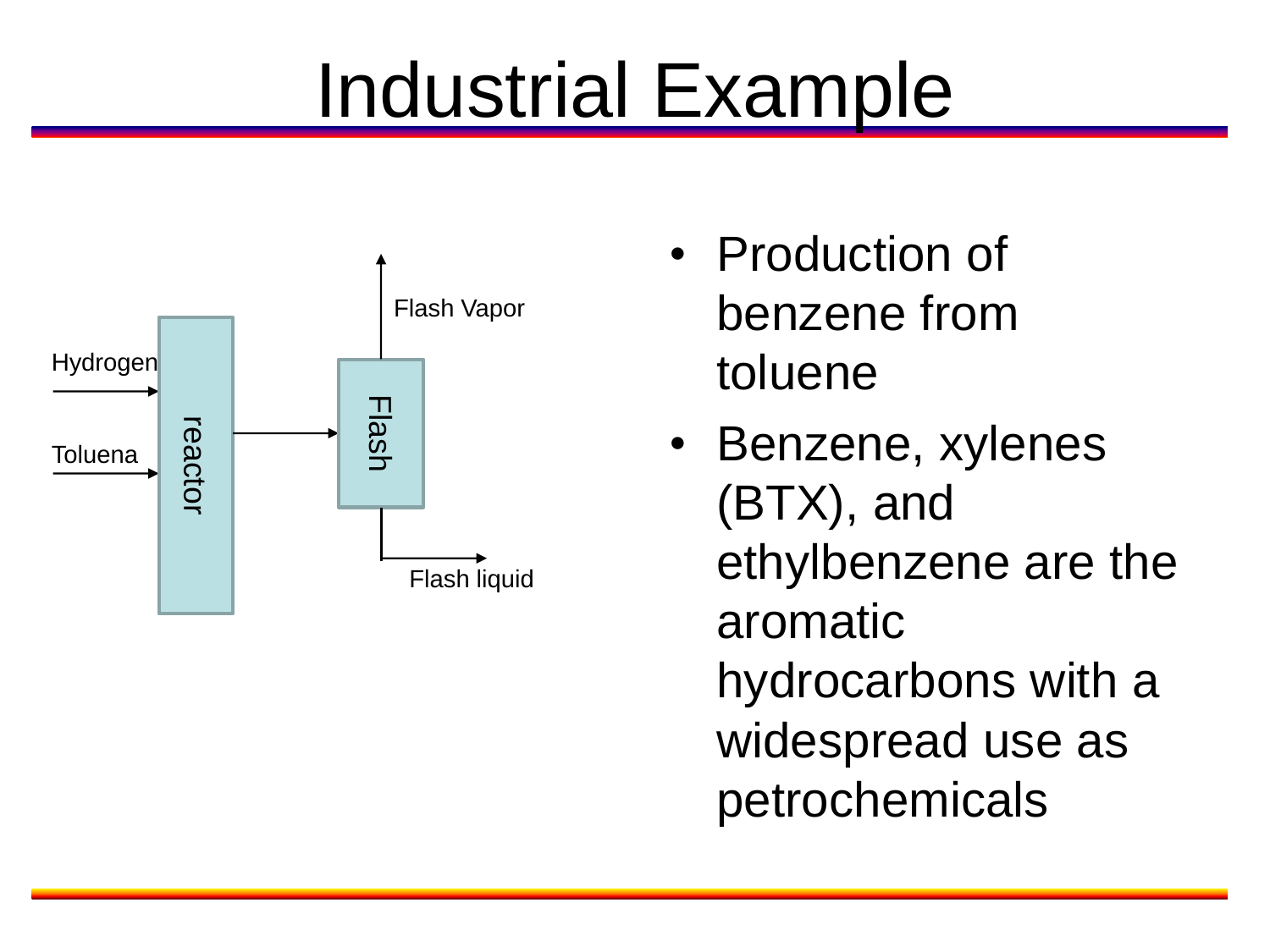# Industrial Example

Hydrogen

Toluena

reactor

Flash

Flash Vapor

Flash liquid

- Production of benzene from toluene
- Benzene, xylenes (BTX), and ethylbenzene are the aromatic hydrocarbons with a widespread use as petrochemicals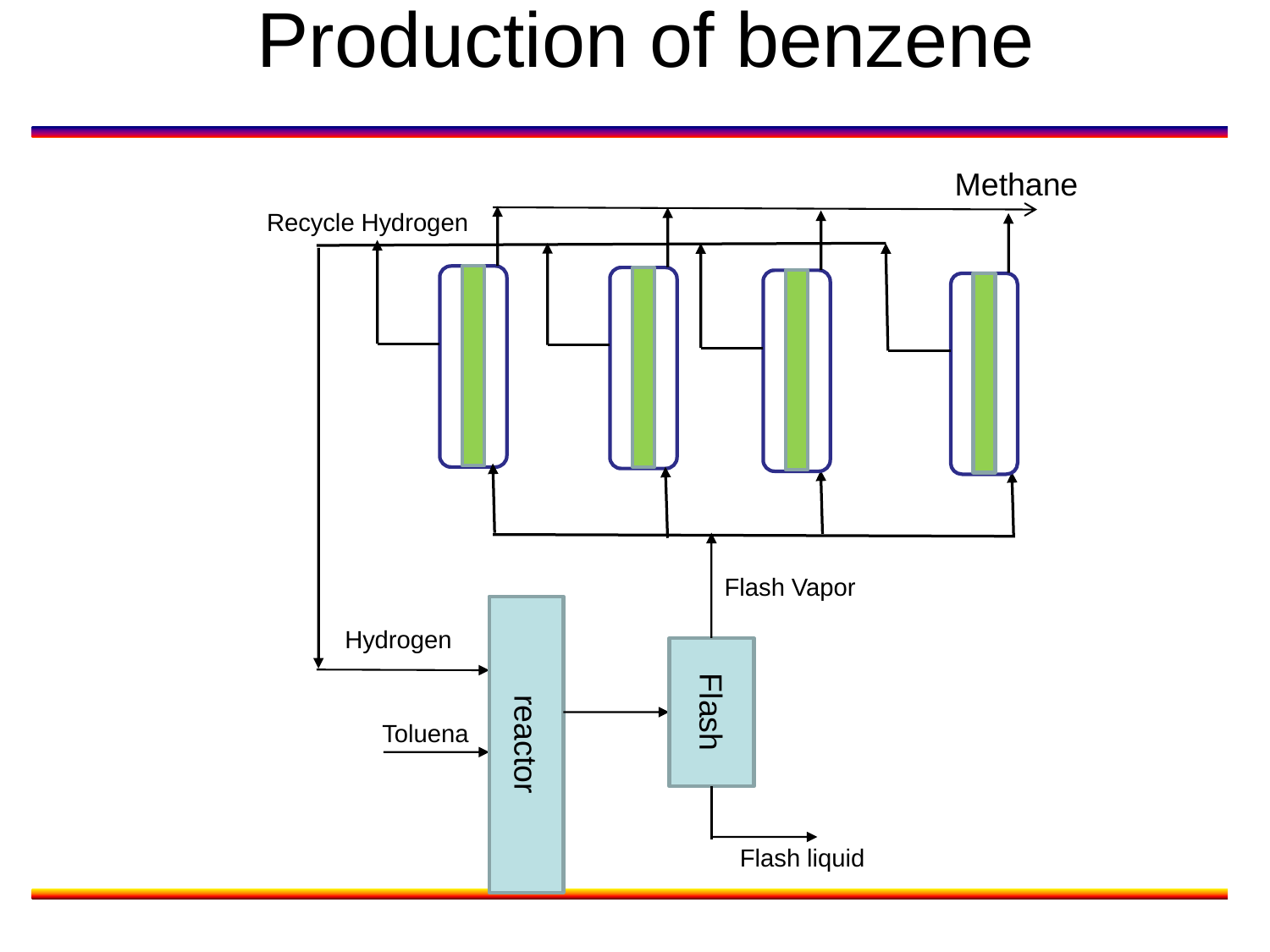# Production of benzene

Methane

Recycle Hydrogen

Flash Vapor

Hydrogen

Toluena

reactor

Flash

Flash liquid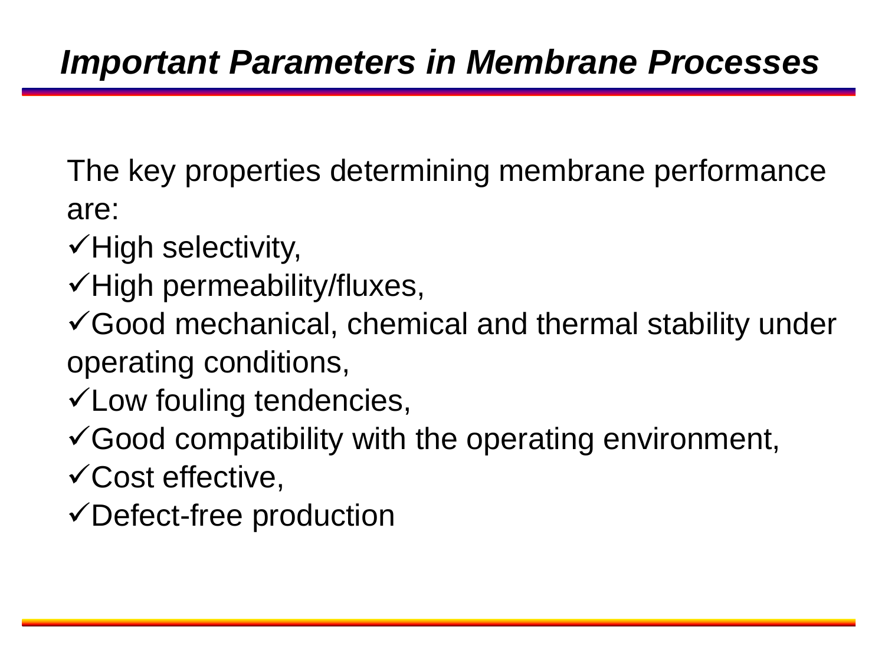# *Important Parameters in Membrane Processes*

The key properties determining membrane performance are:

- ✓High selectivity,
- ✓High permeability/fluxes,
- ✓Good mechanical, chemical and thermal stability under operating conditions,
- ✓Low fouling tendencies,
- ✓Good compatibility with the operating environment,
- ✓Cost effective,
- ✓Defect-free production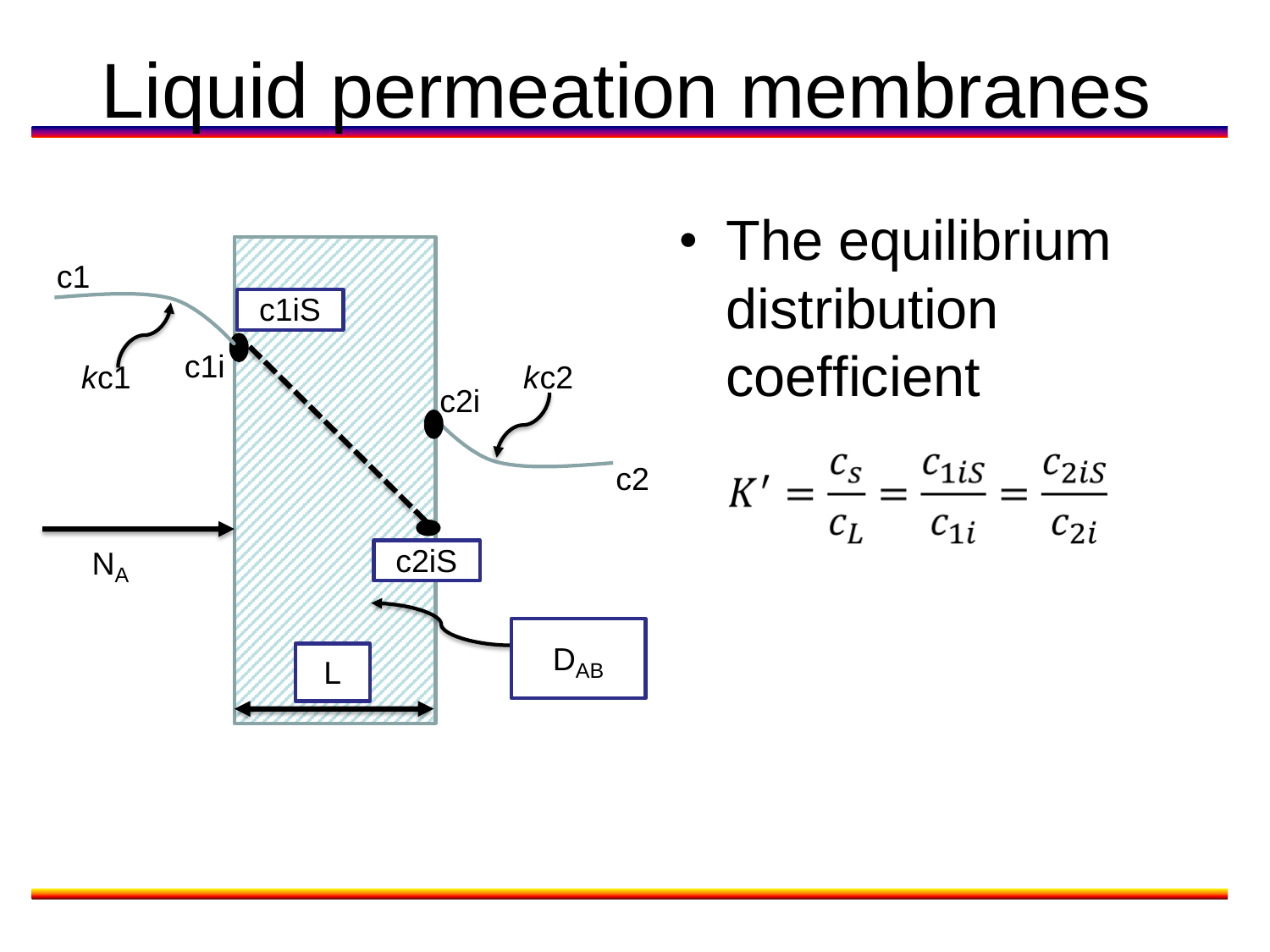# Liquid permeation membranes

- The equilibrium distribution coefficient

$$K' = \frac{c_S}{c_L} = \frac{c_{1iS}}{c_{1i}} = \frac{c_{2iS}}{c_{2i}}$$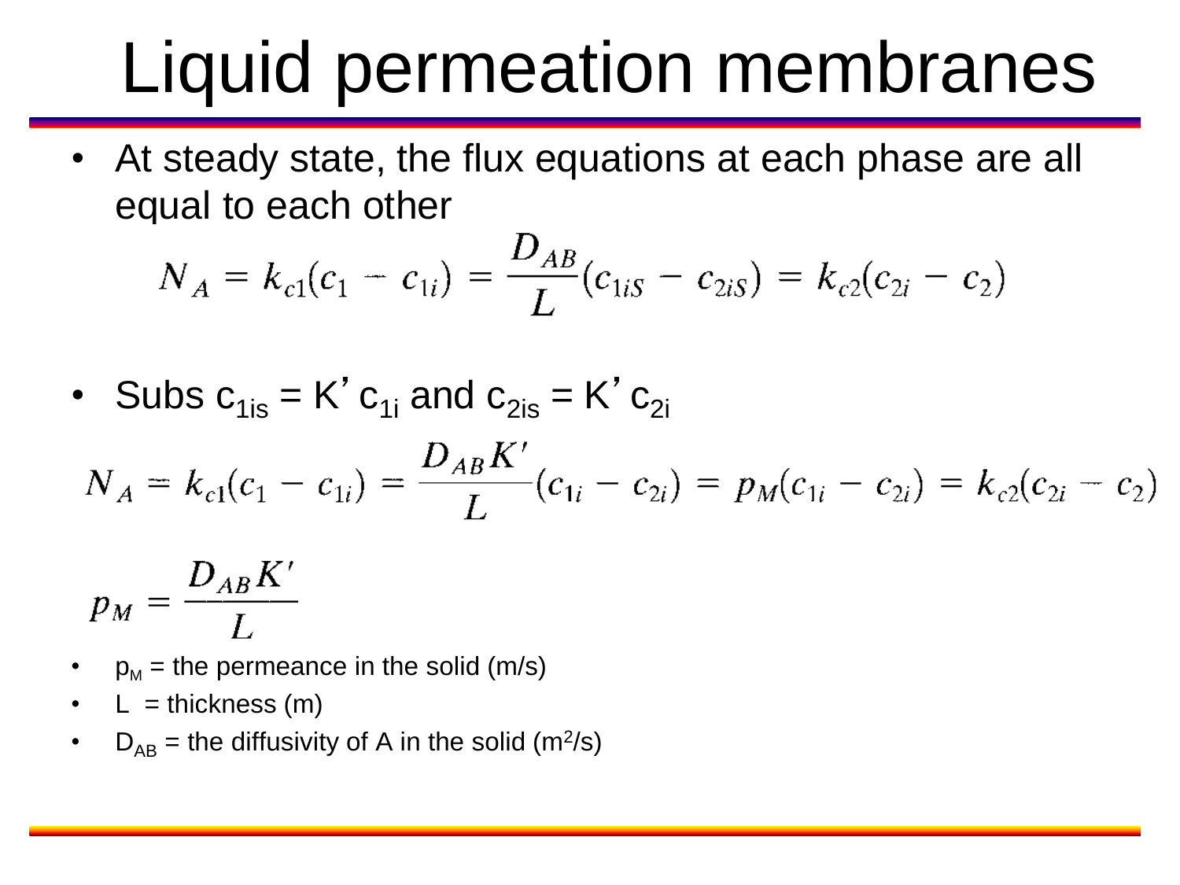# Liquid permeation membranes

- At steady state, the flux equations at each phase are all equal to each other

$$N_A = k_{c1}(c_1 - c_{1i}) = \frac{D_{AB}}{L}(c_{1iS} - c_{2iS}) = k_{c2}(c_{2i} - c_2)$$

- Subs $c_{1is} = K' c_{1i}$ and $c_{2is} = K' c_{2i}$

$$N_A = k_{c1}(c_1 - c_{1i}) = \frac{D_{AB}K'}{L}(c_{1i} - c_{2i}) = p_M(c_{1i} - c_{2i}) = k_{c2}(c_{2i} - c_2)$$

$$p_M = \frac{D_{AB}K'}{L}$$

- $p_M$ = the permeance in the solid (m/s)
- $L$ = thickness (m)
- $D_{AB}$ = the diffusivity of A in the solid ($m^2/s$)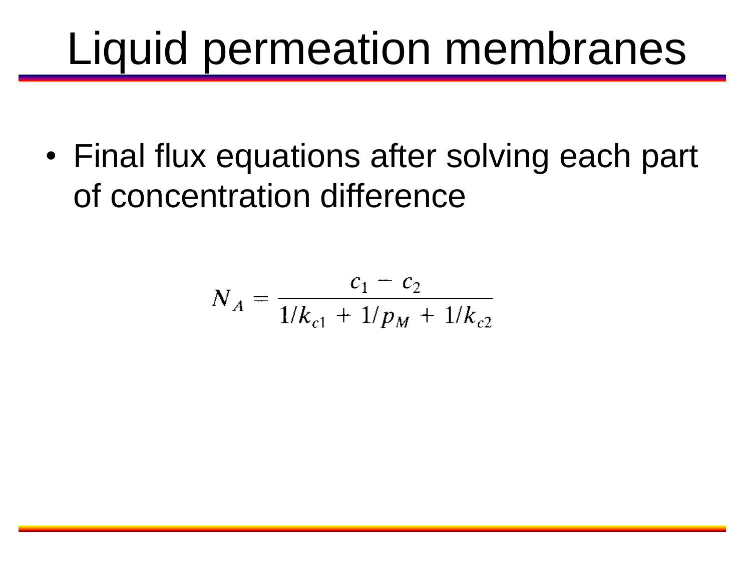# Liquid permeation membranes

- Final flux equations after solving each part of concentration difference

$$N_A = \frac{c_1 - c_2}{1/k_{c1} + 1/p_M + 1/k_{c2}}$$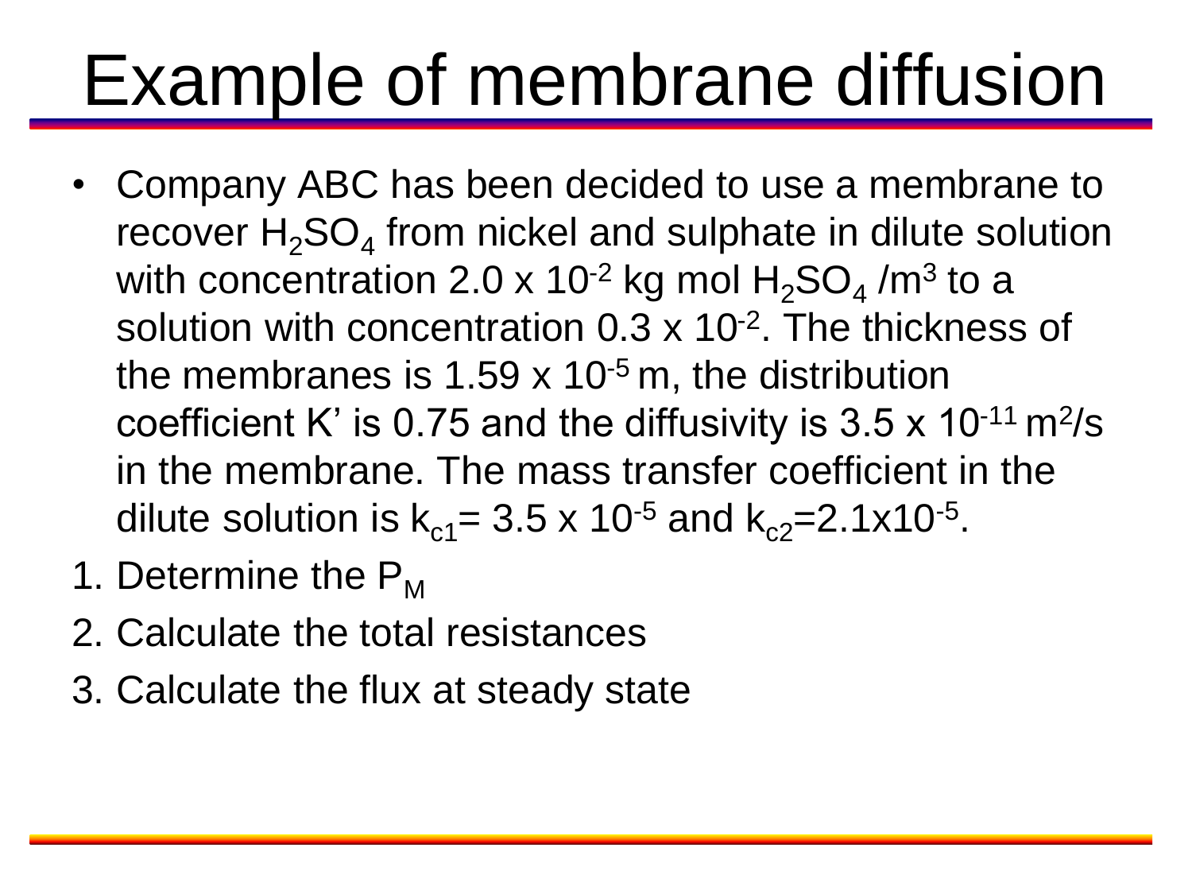# Example of membrane diffusion

- Company ABC has been decided to use a membrane to recover $H_2SO_4$ from nickel and sulphate in dilute solution with concentration $2.0 \times 10^{-2}$ kg mol $H_2SO_4$ /m$^3$ to a solution with concentration $0.3 \times 10^{-2}$. The thickness of the membranes is $1.59 \times 10^{-5}$ m, the distribution coefficient K' is 0.75 and the diffusivity is $3.5 \times 10^{-11}$ m$^2$/s in the membrane. The mass transfer coefficient in the dilute solution is $k_{c1} = 3.5 \times 10^{-5}$ and $k_{c2} = 2.1 \times 10^{-5}$.

1. Determine the $P_M$
2. Calculate the total resistances
3. Calculate the flux at steady state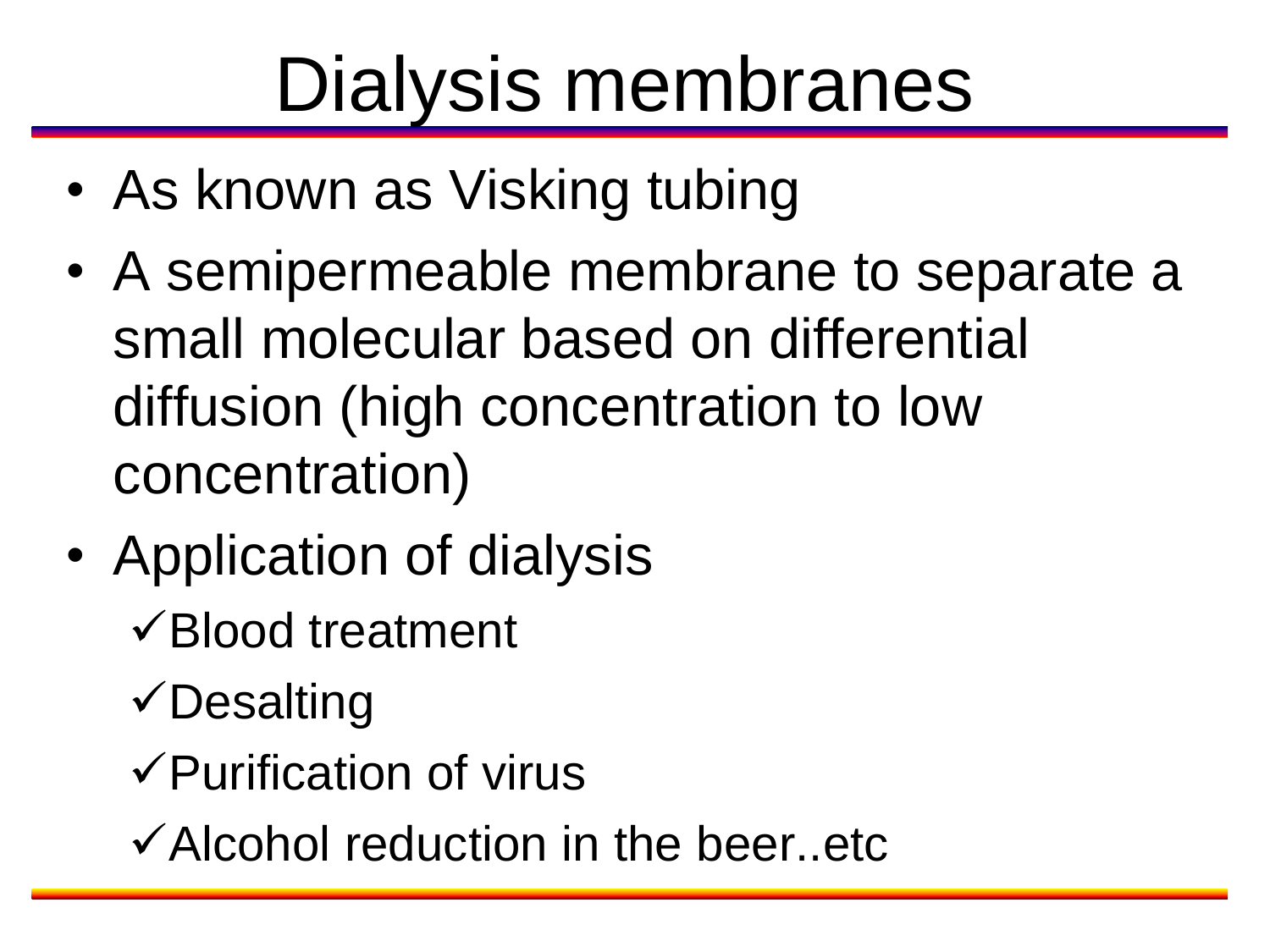# Dialysis membranes

- As known as Visking tubing
- A semipermeable membrane to separate a small molecular based on differential diffusion (high concentration to low concentration)
- Application of dialysis
  - ✓Blood treatment
  - ✓Desalting
  - ✓Purification of virus
  - ✓Alcohol reduction in the beer..etc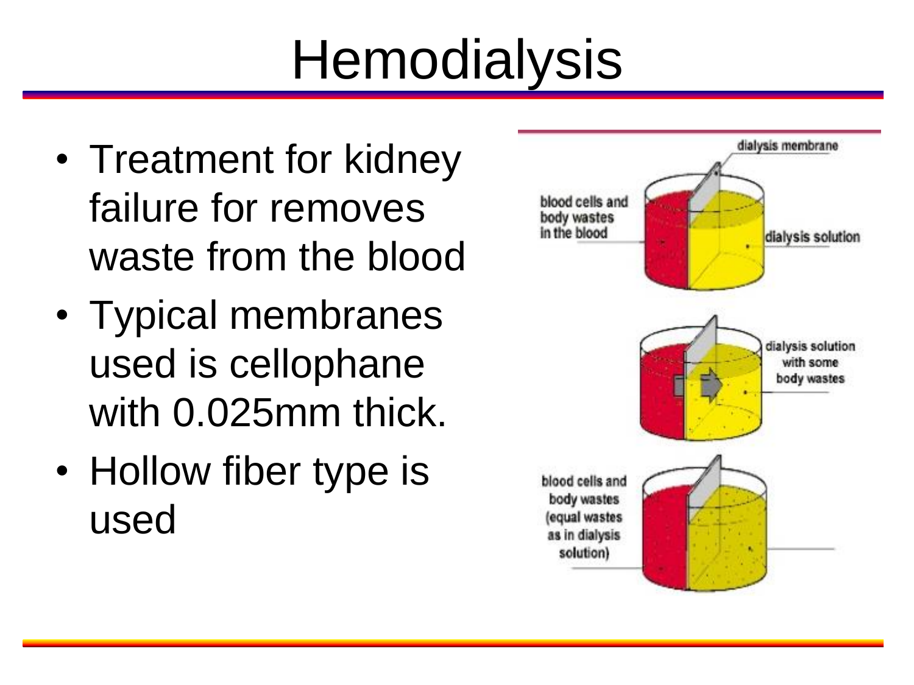# Hemodialysis

- Treatment for kidney failure for removes waste from the blood
- Typical membranes used is cellophane with 0.025mm thick.
- Hollow fiber type is used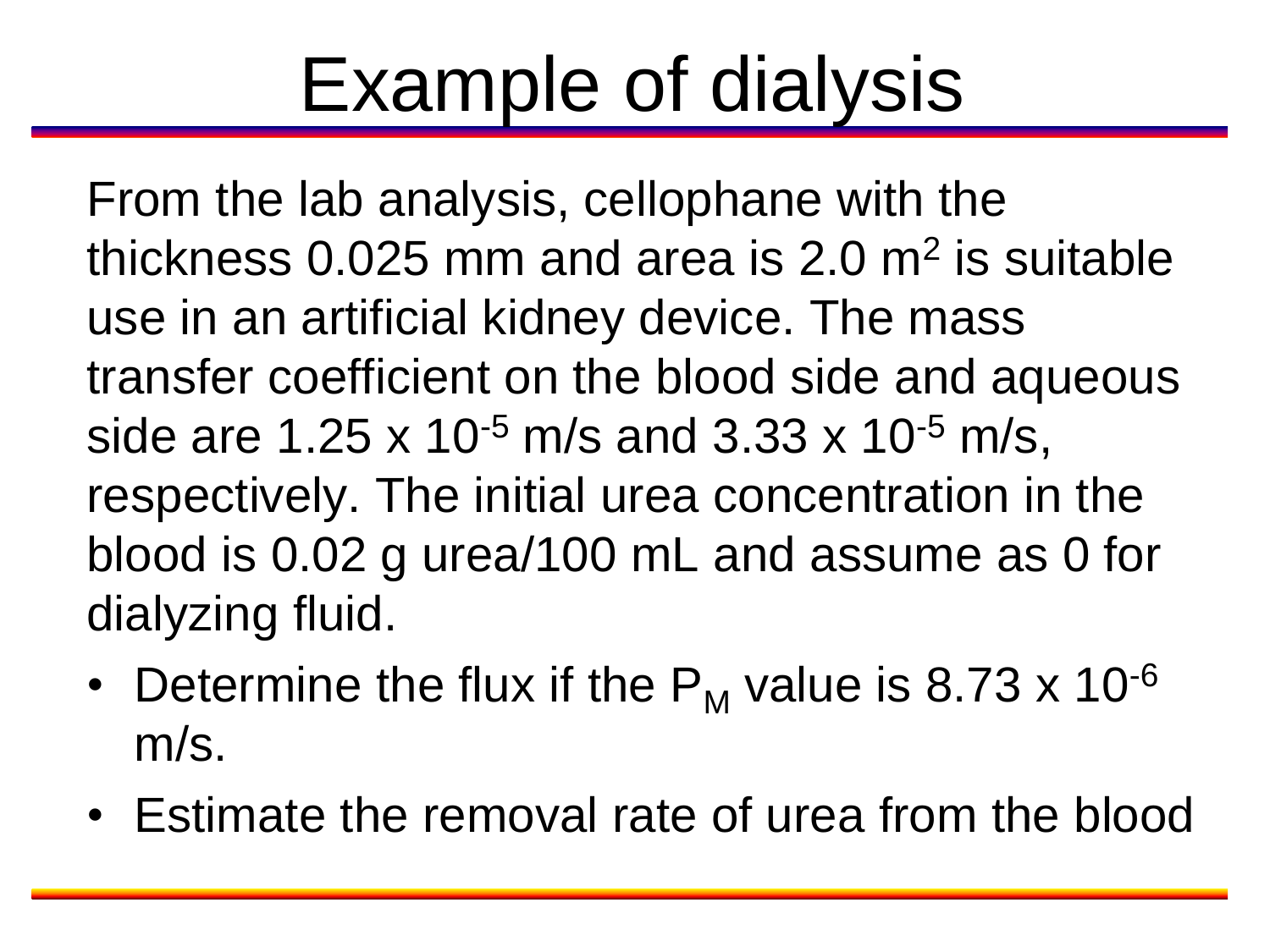# Example of dialysis

From the lab analysis, cellophane with the thickness 0.025 mm and area is 2.0 $m^2$ is suitable use in an artificial kidney device. The mass transfer coefficient on the blood side and aqueous side are $1.25 \times 10^{-5}$ m/s and $3.33 \times 10^{-5}$ m/s, respectively. The initial urea concentration in the blood is 0.02 g urea/100 mL and assume as 0 for dialyzing fluid.

- Determine the flux if the $P_M$ value is $8.73 \times 10^{-6}$ m/s.
- Estimate the removal rate of urea from the blood